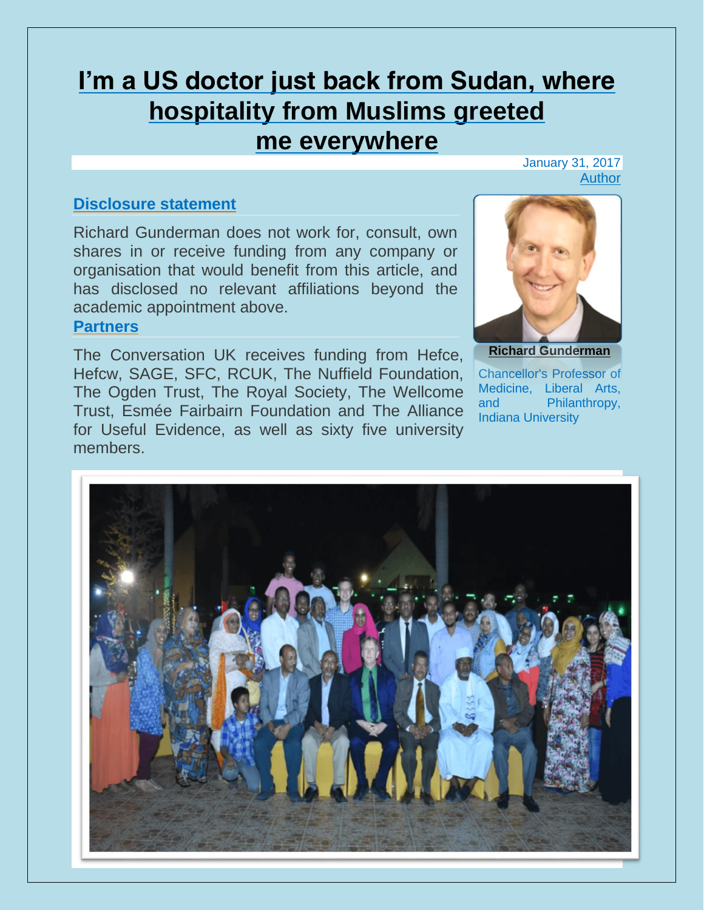# I'm a US doctor just back from Sudan, where hospitality from Muslims greeted me everywhere

January 31, 2017

Author

**Richard Gunderman**

Chancellor's Professor of Medicine, Liberal Arts, and Philanthropy, Indiana University

## Disclosure statement

Richard Gunderman does not work for, consult, own shares in or receive funding from any company or organisation that would benefit from this article, and has disclosed no relevant affiliations beyond the academic appointment above.

## Partners

The Conversation UK receives funding from Hefce, Hefcw, SAGE, SFC, RCUK, The Nuffield Foundation, The Ogden Trust, The Royal Society, The Wellcome Trust, Esmée Fairbairn Foundation and The Alliance for Useful Evidence, as well as sixty five university members.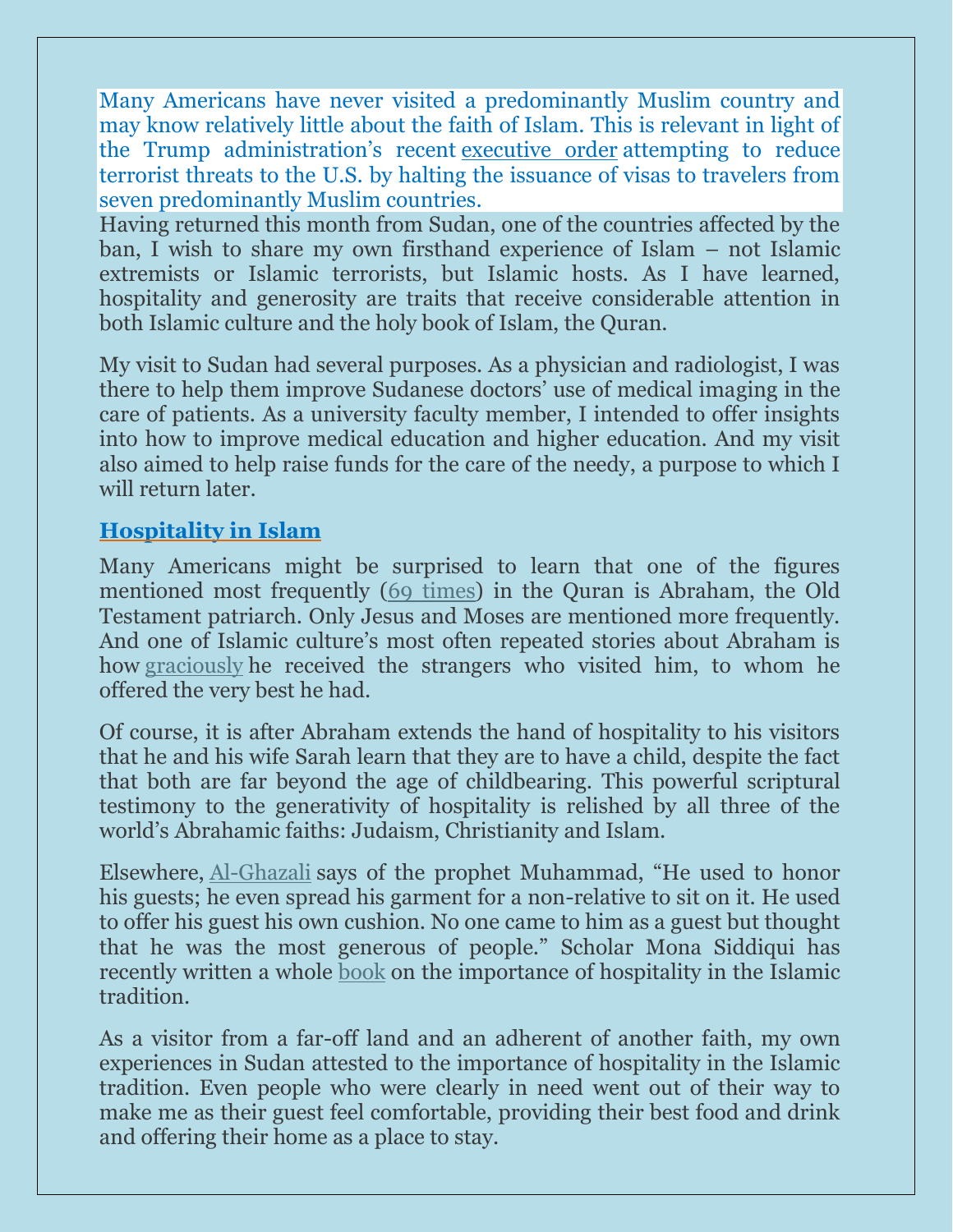Many Americans have never visited a predominantly Muslim country and may know relatively little about the faith of Islam. This is relevant in light of the Trump administration's recent executive order attempting to reduce terrorist threats to the U.S. by halting the issuance of visas to travelers from seven predominantly Muslim countries.

Having returned this month from Sudan, one of the countries affected by the ban, I wish to share my own firsthand experience of Islam – not Islamic extremists or Islamic terrorists, but Islamic hosts. As I have learned, hospitality and generosity are traits that receive considerable attention in both Islamic culture and the holy book of Islam, the Quran.

My visit to Sudan had several purposes. As a physician and radiologist, I was there to help them improve Sudanese doctors' use of medical imaging in the care of patients. As a university faculty member, I intended to offer insights into how to improve medical education and higher education. And my visit also aimed to help raise funds for the care of the needy, a purpose to which I will return later.

## Hospitality in Islam

Many Americans might be surprised to learn that one of the figures mentioned most frequently (69 times) in the Quran is Abraham, the Old Testament patriarch. Only Jesus and Moses are mentioned more frequently. And one of Islamic culture's most often repeated stories about Abraham is how graciously he received the strangers who visited him, to whom he offered the very best he had.

Of course, it is after Abraham extends the hand of hospitality to his visitors that he and his wife Sarah learn that they are to have a child, despite the fact that both are far beyond the age of childbearing. This powerful scriptural testimony to the generativity of hospitality is relished by all three of the world's Abrahamic faiths: Judaism, Christianity and Islam.

Elsewhere, Al-Ghazali says of the prophet Muhammad, "He used to honor his guests; he even spread his garment for a non-relative to sit on it. He used to offer his guest his own cushion. No one came to him as a guest but thought that he was the most generous of people." Scholar Mona Siddiqui has recently written a whole book on the importance of hospitality in the Islamic tradition.

As a visitor from a far-off land and an adherent of another faith, my own experiences in Sudan attested to the importance of hospitality in the Islamic tradition. Even people who were clearly in need went out of their way to make me as their guest feel comfortable, providing their best food and drink and offering their home as a place to stay.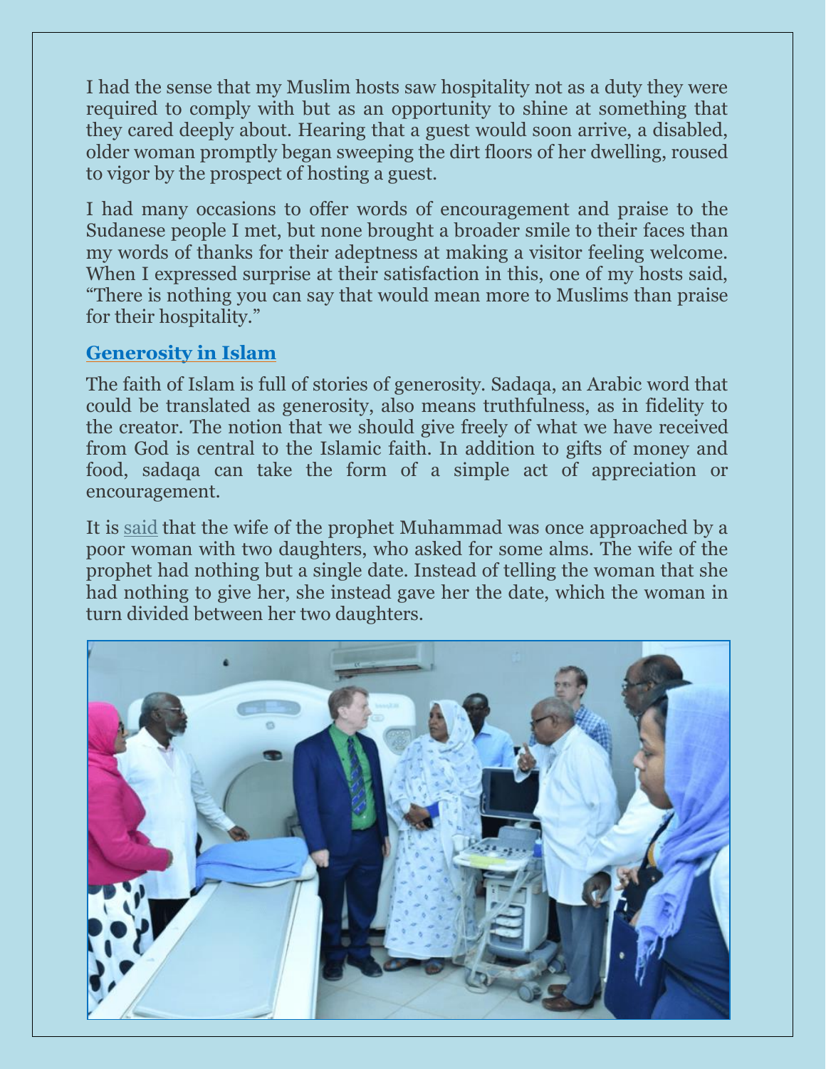I had the sense that my Muslim hosts saw hospitality not as a duty they were required to comply with but as an opportunity to shine at something that they cared deeply about. Hearing that a guest would soon arrive, a disabled, older woman promptly began sweeping the dirt floors of her dwelling, roused to vigor by the prospect of hosting a guest.

I had many occasions to offer words of encouragement and praise to the Sudanese people I met, but none brought a broader smile to their faces than my words of thanks for their adeptness at making a visitor feeling welcome. When I expressed surprise at their satisfaction in this, one of my hosts said, "There is nothing you can say that would mean more to Muslims than praise for their hospitality."

## Generosity in Islam

The faith of Islam is full of stories of generosity. Sadaqa, an Arabic word that could be translated as generosity, also means truthfulness, as in fidelity to the creator. The notion that we should give freely of what we have received from God is central to the Islamic faith. In addition to gifts of money and food, sadaqa can take the form of a simple act of appreciation or encouragement.

It is said that the wife of the prophet Muhammad was once approached by a poor woman with two daughters, who asked for some alms. The wife of the prophet had nothing but a single date. Instead of telling the woman that she had nothing to give her, she instead gave her the date, which the woman in turn divided between her two daughters.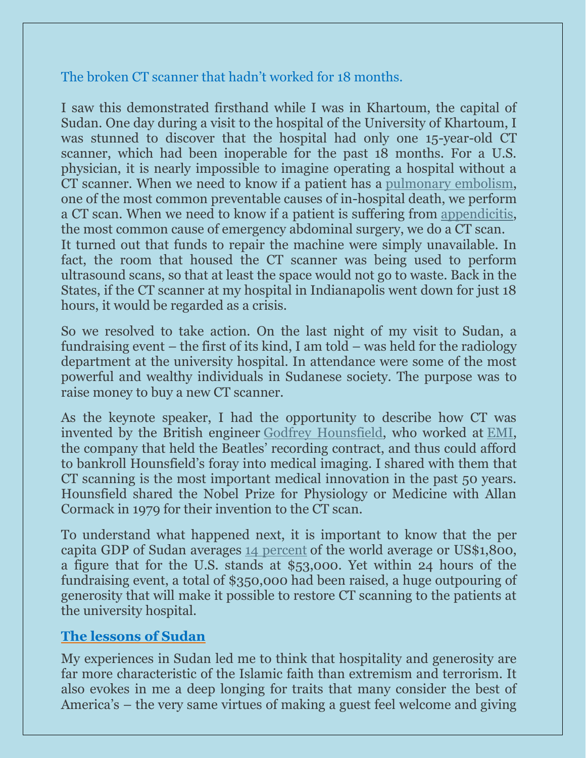The broken CT scanner that hadn't worked for 18 months.

I saw this demonstrated firsthand while I was in Khartoum, the capital of Sudan. One day during a visit to the hospital of the University of Khartoum, I was stunned to discover that the hospital had only one 15-year-old CT scanner, which had been inoperable for the past 18 months. For a U.S. physician, it is nearly impossible to imagine operating a hospital without a CT scanner. When we need to know if a patient has a pulmonary embolism, one of the most common preventable causes of in-hospital death, we perform a CT scan. When we need to know if a patient is suffering from appendicitis, the most common cause of emergency abdominal surgery, we do a CT scan. It turned out that funds to repair the machine were simply unavailable. In fact, the room that housed the CT scanner was being used to perform ultrasound scans, so that at least the space would not go to waste. Back in the States, if the CT scanner at my hospital in Indianapolis went down for just 18 hours, it would be regarded as a crisis.

So we resolved to take action. On the last night of my visit to Sudan, a fundraising event – the first of its kind, I am told – was held for the radiology department at the university hospital. In attendance were some of the most powerful and wealthy individuals in Sudanese society. The purpose was to raise money to buy a new CT scanner.

As the keynote speaker, I had the opportunity to describe how CT was invented by the British engineer Godfrey Hounsfield, who worked at EMI, the company that held the Beatles' recording contract, and thus could afford to bankroll Hounsfield's foray into medical imaging. I shared with them that CT scanning is the most important medical innovation in the past 50 years. Hounsfield shared the Nobel Prize for Physiology or Medicine with Allan Cormack in 1979 for their invention to the CT scan.

To understand what happened next, it is important to know that the per capita GDP of Sudan averages 14 percent of the world average or US$1,800, a figure that for the U.S. stands at $53,000. Yet within 24 hours of the fundraising event, a total of $350,000 had been raised, a huge outpouring of generosity that will make it possible to restore CT scanning to the patients at the university hospital.

## The lessons of Sudan

My experiences in Sudan led me to think that hospitality and generosity are far more characteristic of the Islamic faith than extremism and terrorism. It also evokes in me a deep longing for traits that many consider the best of America's – the very same virtues of making a guest feel welcome and giving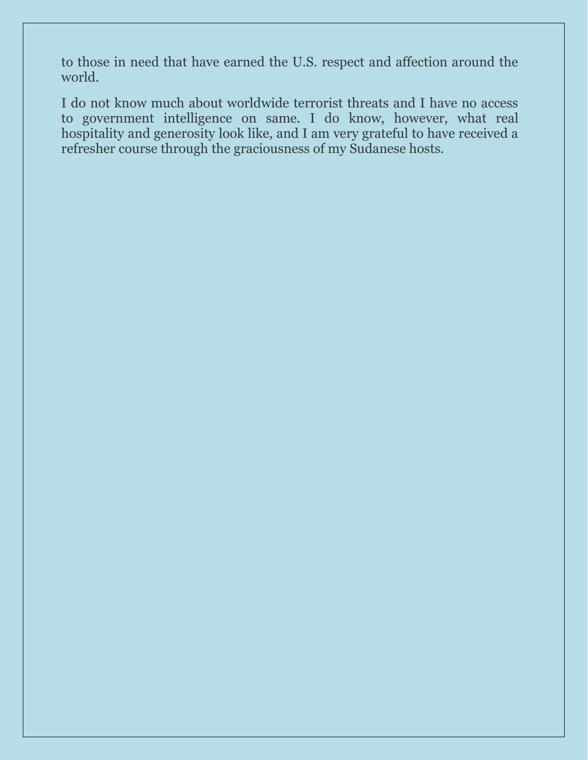to those in need that have earned the U.S. respect and affection around the world.

I do not know much about worldwide terrorist threats and I have no access to government intelligence on same. I do know, however, what real hospitality and generosity look like, and I am very grateful to have received a refresher course through the graciousness of my Sudanese hosts.